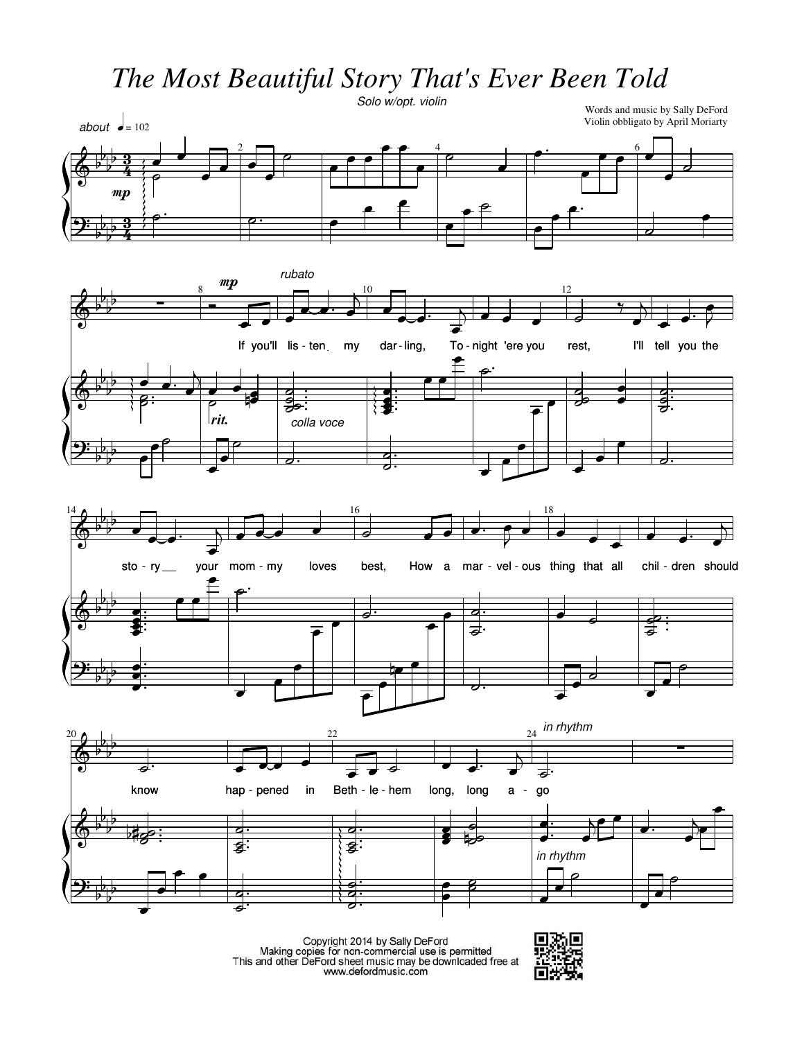# The Most Beautiful Story That's Ever Been Told

Solo w/opt. violin

Words and music by Sally DeFord
Violin obbligato by April Moriarty

Copyright 2014 by Sally DeFord
Making copies for non-commercial use is permitted
This and other DeFord sheet music may be downloaded free at
www.defordmusic.com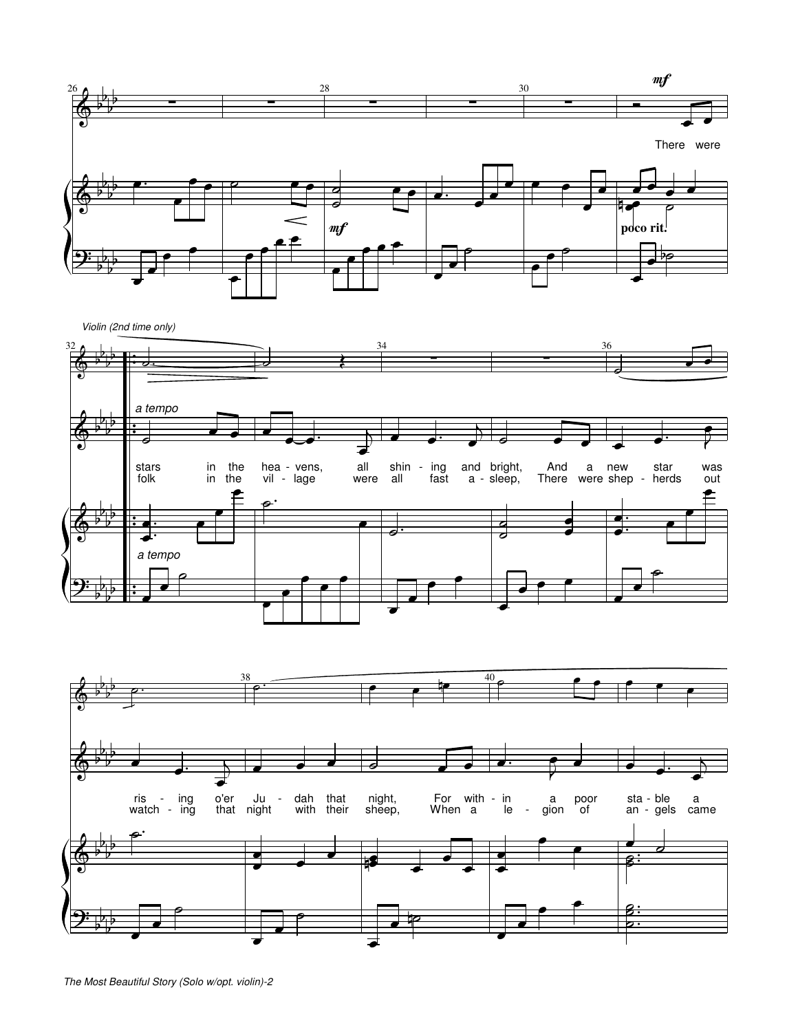*mf*

There were

*poco rit.*

*Violin (2nd time only)*

*a tempo*

stars in the hea - vens, all shin - ing and bright, And a new star was
folk in the vil - lage were all fast a - sleep, There were shep - herds out

*a tempo*

ris - ing o'er Ju - dah that night, For with - in a poor sta - ble a
watch - ing that night with their sheep, When a le - gion of an - gels came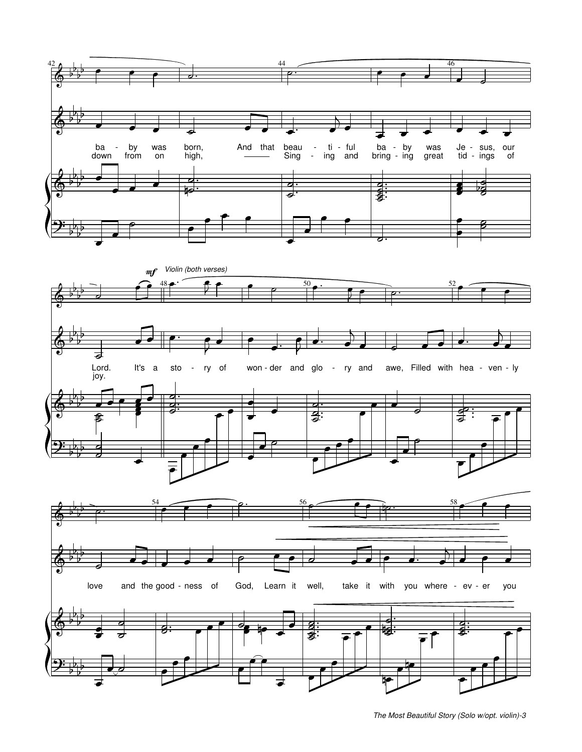*mf* *Violin (both verses)*

ba - by was born, And that beau - ti - ful ba - by was Je - sus, our Lord. It's a sto - ry of won - der and glo - ry and awe, Filled with hea - ven - ly love and the good - ness of God, Learn it well, take it with you where - ev - er you

down from on high, Sing - ing and bring - ing great tid - ings of joy.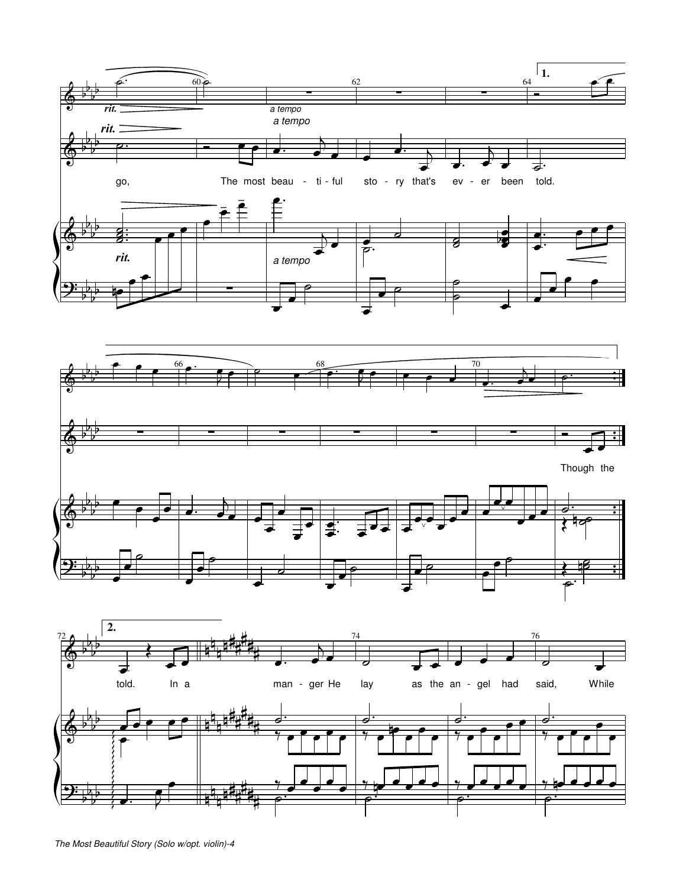*rit.* — *a tempo*

go, The most beau - ti - ful sto - ry that's ev - er been told.

Though the

told. In a man - ger He lay as the an - gel had said, While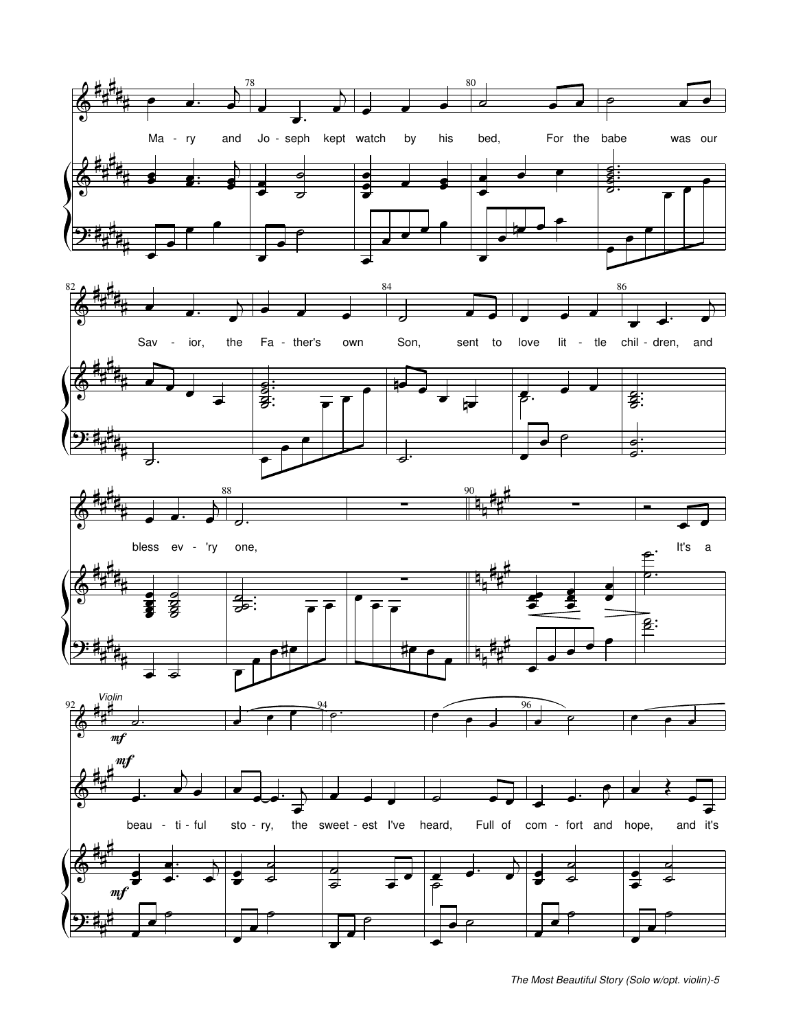Ma - ry and Jo - seph kept watch by his bed, For the babe was our

Sav - ior, the Fa - ther's own Son, sent to love lit - tle chil - dren, and

bless ev - 'ry one, It's a

*Violin*

*mf*

beau - ti - ful sto - ry, the sweet - est I've heard, Full of com - fort and hope, and it's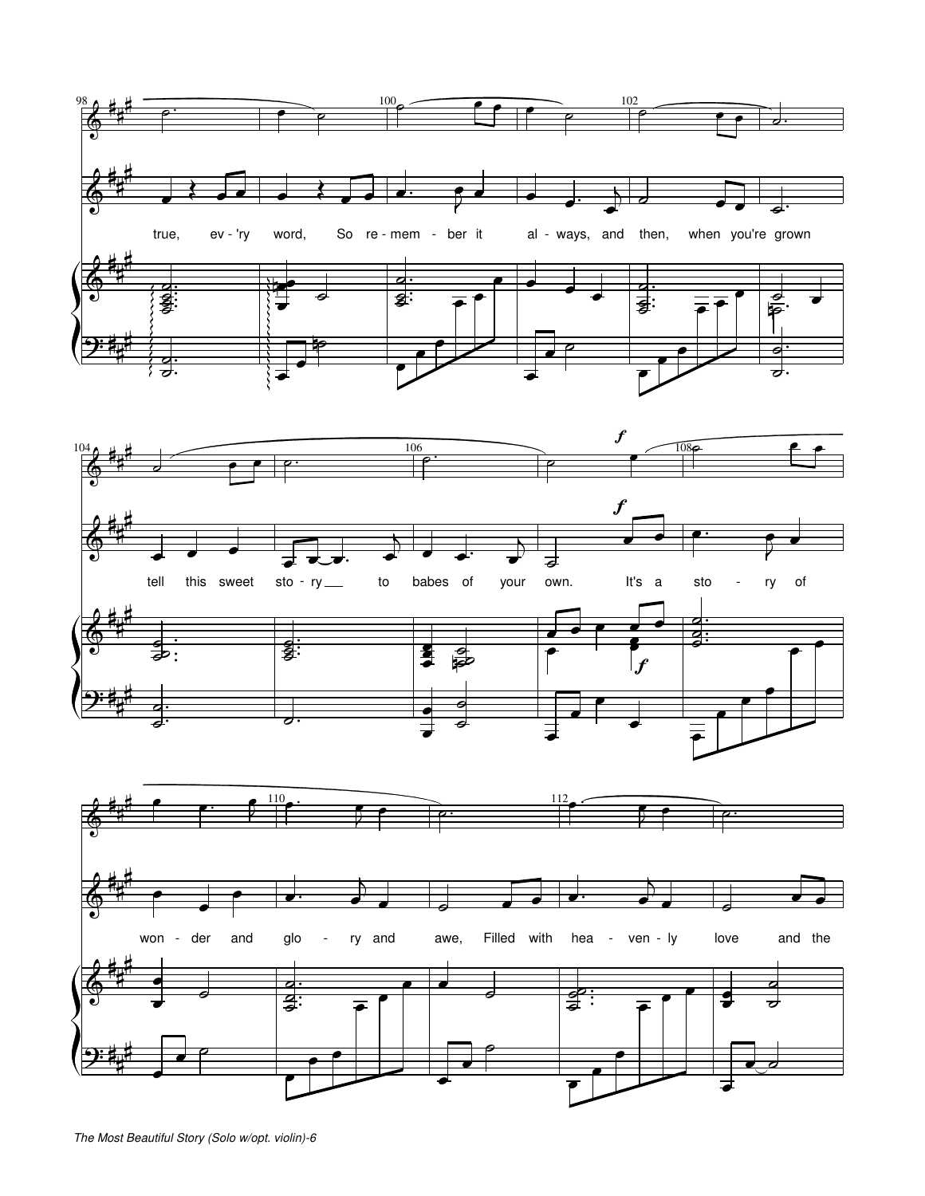true, ev - 'ry word, So re - mem - ber it al - ways, and then, when you're grown

tell this sweet sto - ry to babes of your own. It's a sto - ry of

won - der and glo - ry and awe, Filled with hea - ven - ly love and the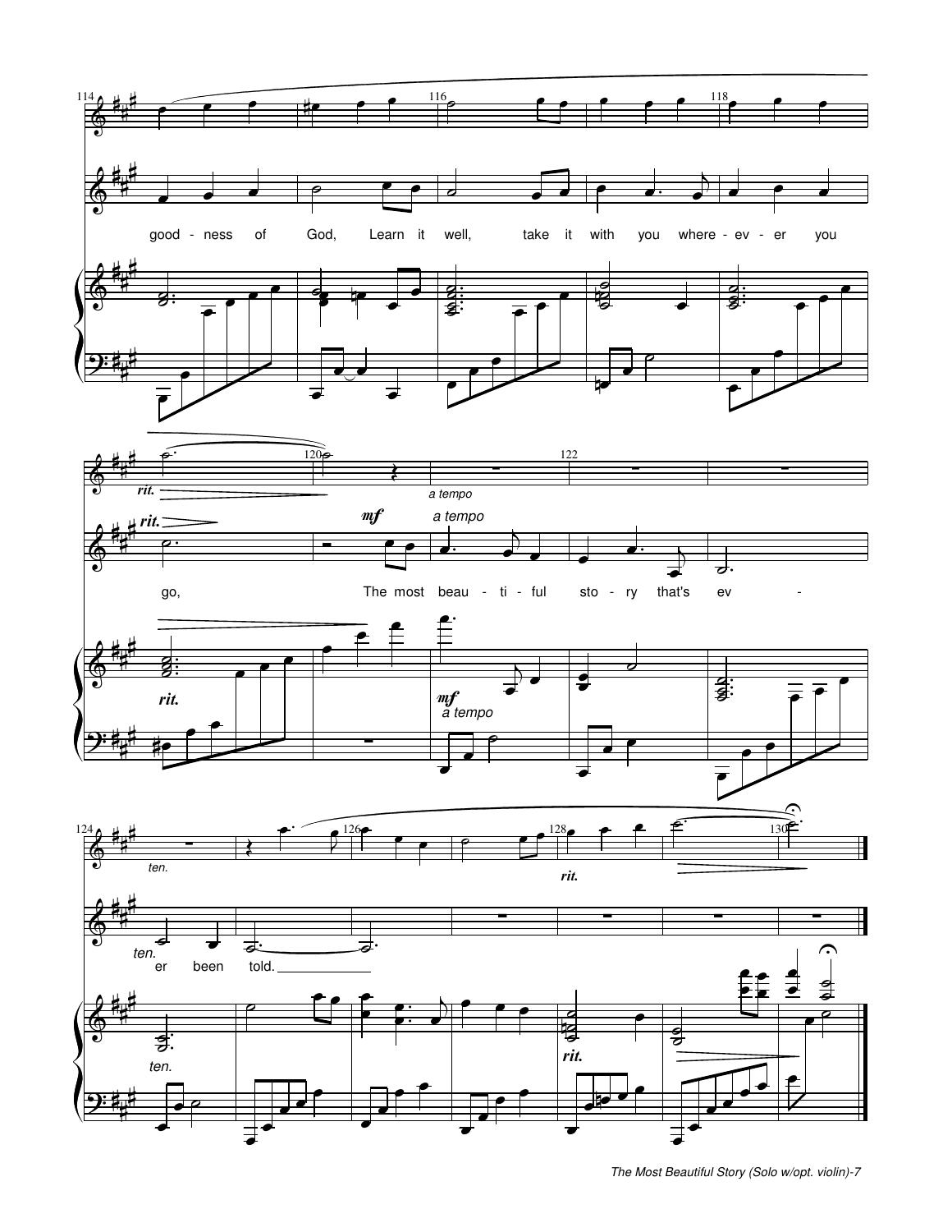114 116 118

good - ness of God, Learn it well, take it with you where - ev - er you

rit. 120 a tempo 122

rit. *mf* a tempo

go, The most beau - ti - ful sto - ry that's ev -

rit. *mf* a tempo

124 126 128 130

ten. rit.

ten.

er been told.

ten. rit.